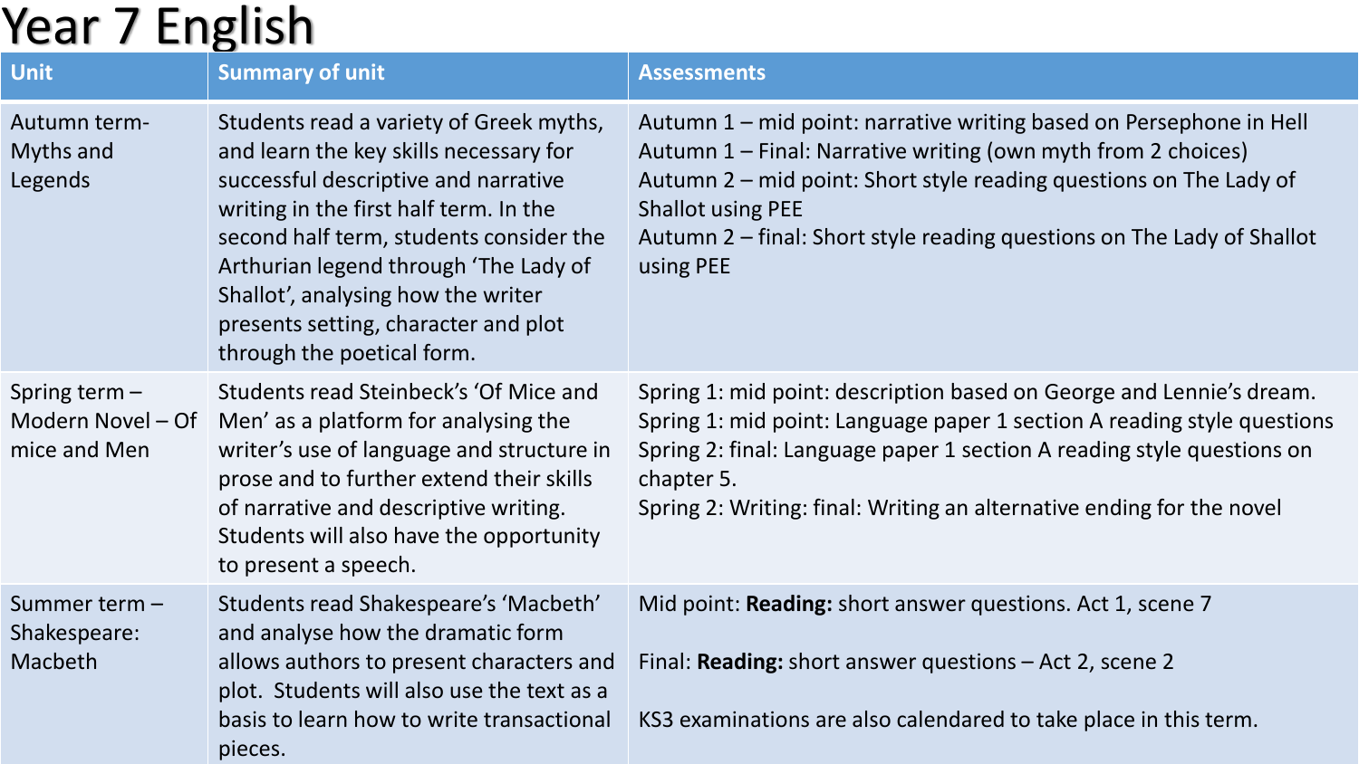# Year 7 English

| Unit | Summary of unit | Assessments |
| --- | --- | --- |
| Autumn term- Myths and Legends | Students read a variety of Greek myths, and learn the key skills necessary for successful descriptive and narrative writing in the first half term. In the second half term, students consider the Arthurian legend through 'The Lady of Shallot', analysing how the writer presents setting, character and plot through the poetical form. | Autumn 1 – mid point: narrative writing based on Persephone in Hell<br>Autumn 1 – Final: Narrative writing (own myth from 2 choices)<br>Autumn 2 – mid point: Short style reading questions on The Lady of Shallot using PEE<br>Autumn 2 – final: Short style reading questions on The Lady of Shallot using PEE |
| Spring term – Modern Novel – Of mice and Men | Students read Steinbeck's 'Of Mice and Men' as a platform for analysing the writer's use of language and structure in prose and to further extend their skills of narrative and descriptive writing. Students will also have the opportunity to present a speech. | Spring 1: mid point: description based on George and Lennie's dream.<br>Spring 1: mid point: Language paper 1 section A reading style questions<br>Spring 2: final: Language paper 1 section A reading style questions on chapter 5.<br>Spring 2: Writing: final: Writing an alternative ending for the novel |
| Summer term – Shakespeare: Macbeth | Students read Shakespeare's 'Macbeth' and analyse how the dramatic form allows authors to present characters and plot. Students will also use the text as a basis to learn how to write transactional pieces. | Mid point: **Reading:** short answer questions. Act 1, scene 7<br><br>Final: **Reading:** short answer questions – Act 2, scene 2<br><br>KS3 examinations are also calendared to take place in this term. |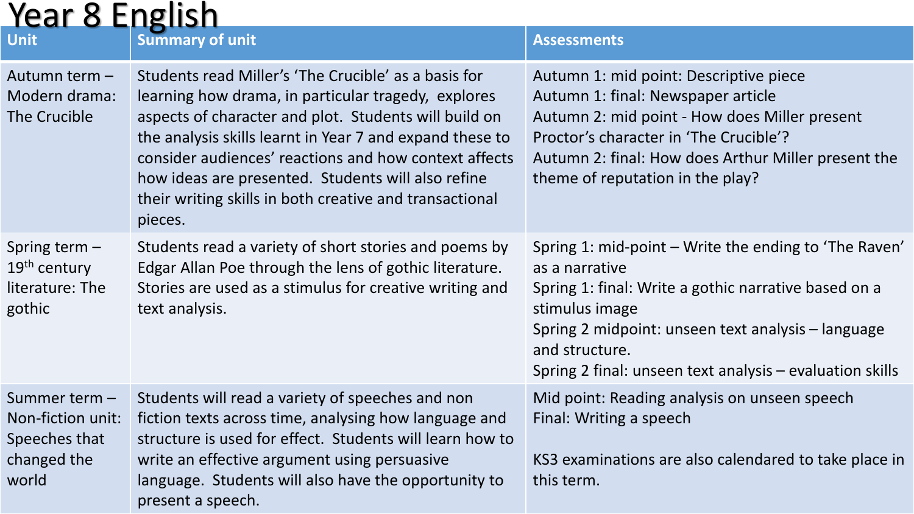# Year 8 English

| Unit | Summary of unit | Assessments |
|---|---|---|
| Autumn term – Modern drama: The Crucible | Students read Miller's 'The Crucible' as a basis for learning how drama, in particular tragedy, explores aspects of character and plot. Students will build on the analysis skills learnt in Year 7 and expand these to consider audiences' reactions and how context affects how ideas are presented. Students will also refine their writing skills in both creative and transactional pieces. | Autumn 1: mid point: Descriptive piece<br>Autumn 1: final: Newspaper article<br>Autumn 2: mid point - How does Miller present Proctor's character in 'The Crucible'?<br>Autumn 2: final: How does Arthur Miller present the theme of reputation in the play? |
| Spring term – 19th century literature: The gothic | Students read a variety of short stories and poems by Edgar Allan Poe through the lens of gothic literature. Stories are used as a stimulus for creative writing and text analysis. | Spring 1: mid-point – Write the ending to 'The Raven' as a narrative<br>Spring 1: final: Write a gothic narrative based on a stimulus image<br>Spring 2 midpoint: unseen text analysis – language and structure.<br>Spring 2 final: unseen text analysis – evaluation skills |
| Summer term – Non-fiction unit: Speeches that changed the world | Students will read a variety of speeches and non fiction texts across time, analysing how language and structure is used for effect. Students will learn how to write an effective argument using persuasive language. Students will also have the opportunity to present a speech. | Mid point: Reading analysis on unseen speech<br>Final: Writing a speech<br><br>KS3 examinations are also calendared to take place in this term. |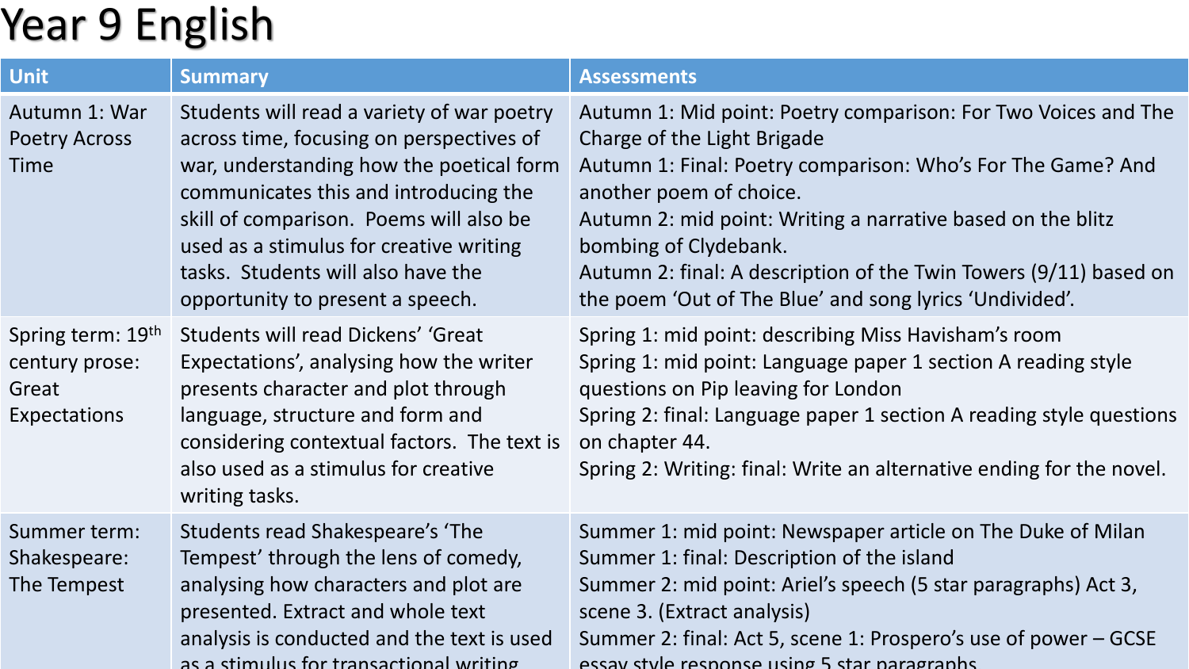# Year 9 English

| Unit | Summary | Assessments |
| --- | --- | --- |
| Autumn 1: War Poetry Across Time | Students will read a variety of war poetry across time, focusing on perspectives of war, understanding how the poetical form communicates this and introducing the skill of comparison. Poems will also be used as a stimulus for creative writing tasks. Students will also have the opportunity to present a speech. | Autumn 1: Mid point: Poetry comparison: For Two Voices and The Charge of the Light Brigade<br>Autumn 1: Final: Poetry comparison: Who's For The Game? And another poem of choice.<br>Autumn 2: mid point: Writing a narrative based on the blitz bombing of Clydebank.<br>Autumn 2: final: A description of the Twin Towers (9/11) based on the poem 'Out of The Blue' and song lyrics 'Undivided'. |
| Spring term: 19th century prose: Great Expectations | Students will read Dickens' 'Great Expectations', analysing how the writer presents character and plot through language, structure and form and considering contextual factors. The text is also used as a stimulus for creative writing tasks. | Spring 1: mid point: describing Miss Havisham's room<br>Spring 1: mid point: Language paper 1 section A reading style questions on Pip leaving for London<br>Spring 2: final: Language paper 1 section A reading style questions on chapter 44.<br>Spring 2: Writing: final: Write an alternative ending for the novel. |
| Summer term: Shakespeare: The Tempest | Students read Shakespeare's 'The Tempest' through the lens of comedy, analysing how characters and plot are presented. Extract and whole text analysis is conducted and the text is used as a stimulus for transactional writing | Summer 1: mid point: Newspaper article on The Duke of Milan<br>Summer 1: final: Description of the island<br>Summer 2: mid point: Ariel's speech (5 star paragraphs) Act 3, scene 3. (Extract analysis)<br>Summer 2: final: Act 5, scene 1: Prospero's use of power – GCSE essay style response using 5 star paragraphs |